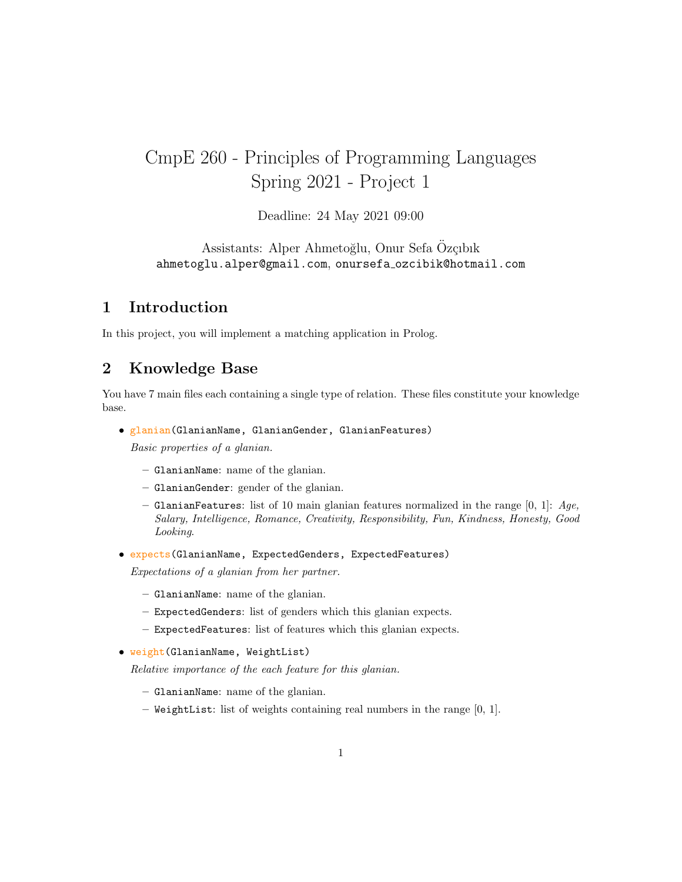# CmpE 260 - Principles of Programming Languages
# Spring 2021 - Project 1

Deadline: 24 May 2021 09:00

Assistants: Alper Ahmetoğlu, Onur Sefa Özçıbık
`ahmetoglu.alper@gmail.com`, `onursefa_ozcibik@hotmail.com`

## 1 Introduction

In this project, you will implement a matching application in Prolog.

## 2 Knowledge Base

You have 7 main files each containing a single type of relation. These files constitute your knowledge base.

- `glanian(GlanianName, GlanianGender, GlanianFeatures)`

  *Basic properties of a glanian.*

  - `GlanianName`: name of the glanian.
  - `GlanianGender`: gender of the glanian.
  - `GlanianFeatures`: list of 10 main glanian features normalized in the range [0, 1]: *Age, Salary, Intelligence, Romance, Creativity, Responsibility, Fun, Kindness, Honesty, Good Looking*.

- `expects(GlanianName, ExpectedGenders, ExpectedFeatures)`

  *Expectations of a glanian from her partner.*

  - `GlanianName`: name of the glanian.
  - `ExpectedGenders`: list of genders which this glanian expects.
  - `ExpectedFeatures`: list of features which this glanian expects.

- `weight(GlanianName, WeightList)`

  *Relative importance of the each feature for this glanian.*

  - `GlanianName`: name of the glanian.
  - `WeightList`: list of weights containing real numbers in the range [0, 1].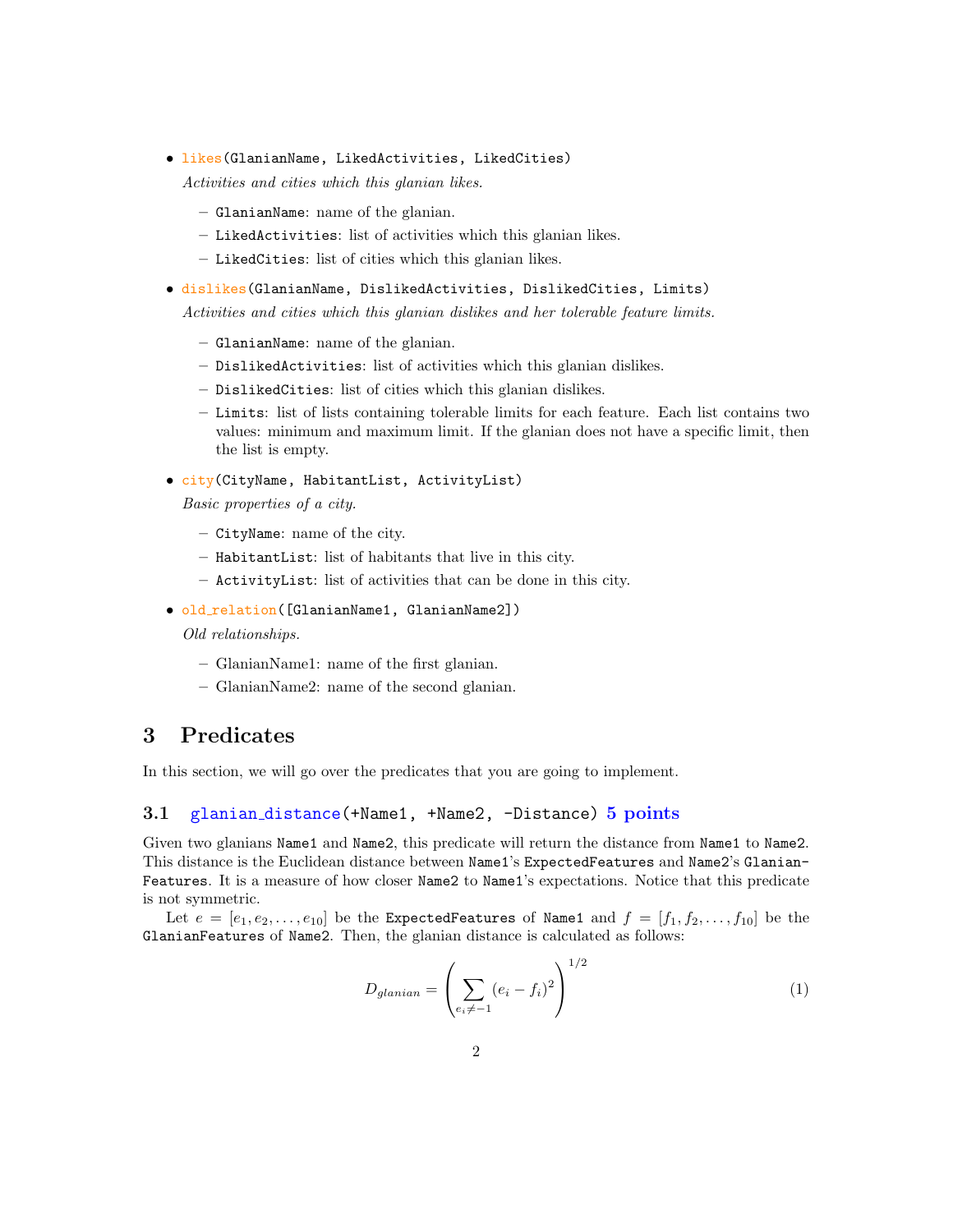- `likes(GlanianName, LikedActivities, LikedCities)`

  *Activities and cities which this glanian likes.*

  – `GlanianName`: name of the glanian.
  – `LikedActivities`: list of activities which this glanian likes.
  – `LikedCities`: list of cities which this glanian likes.

- `dislikes(GlanianName, DislikedActivities, DislikedCities, Limits)`

  *Activities and cities which this glanian dislikes and her tolerable feature limits.*

  – `GlanianName`: name of the glanian.
  – `DislikedActivities`: list of activities which this glanian dislikes.
  – `DislikedCities`: list of cities which this glanian dislikes.
  – `Limits`: list of lists containing tolerable limits for each feature. Each list contains two values: minimum and maximum limit. If the glanian does not have a specific limit, then the list is empty.

- `city(CityName, HabitantList, ActivityList)`

  *Basic properties of a city.*

  – `CityName`: name of the city.
  – `HabitantList`: list of habitants that live in this city.
  – `ActivityList`: list of activities that can be done in this city.

- `old_relation([GlanianName1, GlanianName2])`

  *Old relationships.*

  – GlanianName1: name of the first glanian.
  – GlanianName2: name of the second glanian.

# 3 Predicates

In this section, we will go over the predicates that you are going to implement.

## 3.1 `glanian_distance(+Name1, +Name2, -Distance)` 5 points

Given two glanians `Name1` and `Name2`, this predicate will return the distance from `Name1` to `Name2`. This distance is the Euclidean distance between `Name1`'s `ExpectedFeatures` and `Name2`'s `GlanianFeatures`. It is a measure of how closer `Name2` to `Name1`'s expectations. Notice that this predicate is not symmetric.

Let $e = [e_1, e_2, \ldots, e_{10}]$ be the `ExpectedFeatures` of `Name1` and $f = [f_1, f_2, \ldots, f_{10}]$ be the `GlanianFeatures` of `Name2`. Then, the glanian distance is calculated as follows:

$$D_{glanian} = \left( \sum_{e_i \neq -1} (e_i - f_i)^2 \right)^{1/2} \tag{1}$$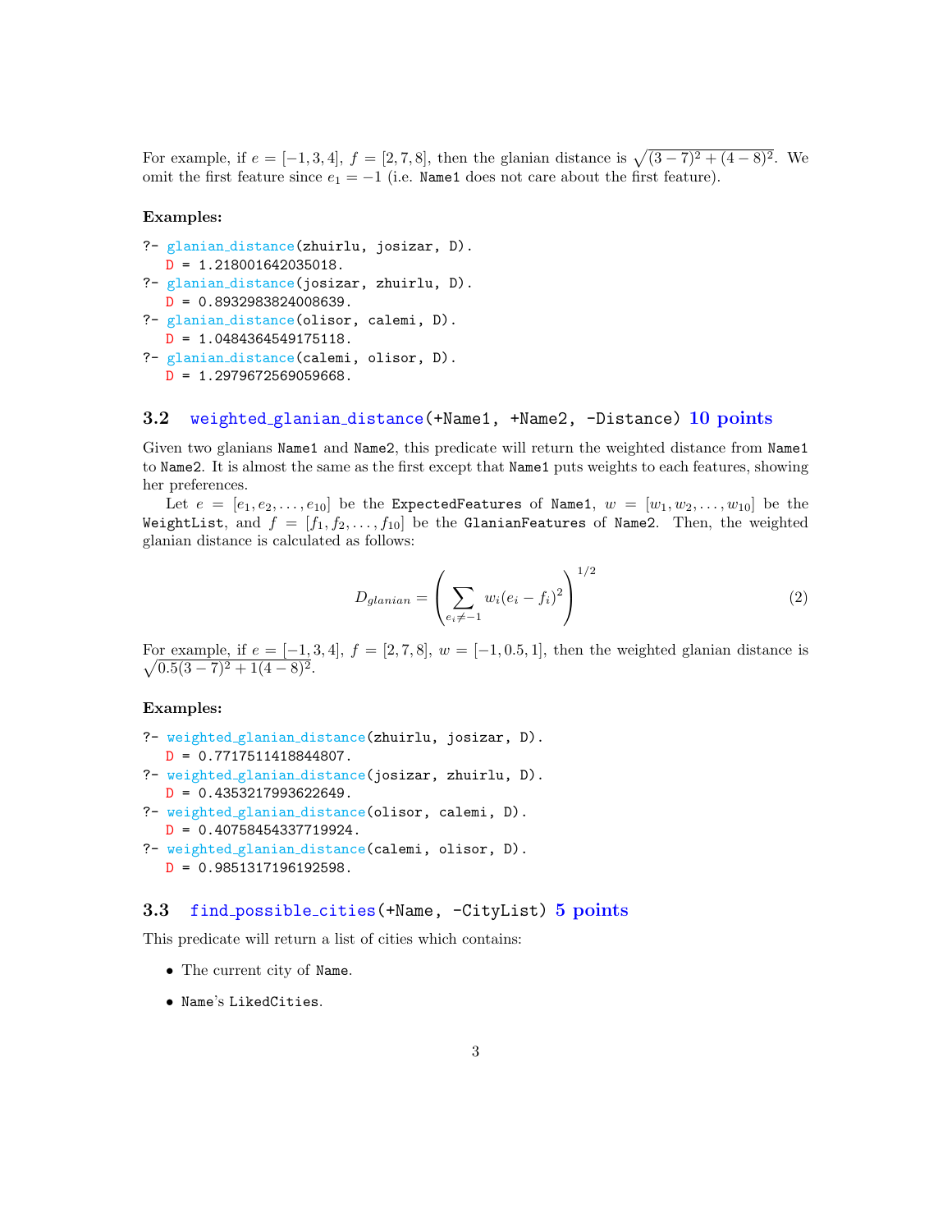For example, if $e = [-1, 3, 4]$, $f = [2, 7, 8]$, then the glanian distance is $\sqrt{(3-7)^2 + (4-8)^2}$. We omit the first feature since $e_1 = -1$ (i.e. `Name1` does not care about the first feature).

**Examples:**

```
?- glanian_distance(zhuirlu, josizar, D).
   D = 1.218001642035018.
?- glanian_distance(josizar, zhuirlu, D).
   D = 0.8932983824008639.
?- glanian_distance(olisor, calemi, D).
   D = 1.0484364549175118.
?- glanian_distance(calemi, olisor, D).
   D = 1.2979672569059668.
```

### 3.2 weighted_glanian_distance(+Name1, +Name2, -Distance) 10 points

Given two glanians `Name1` and `Name2`, this predicate will return the weighted distance from `Name1` to `Name2`. It is almost the same as the first except that `Name1` puts weights to each features, showing her preferences.

Let $e = [e_1, e_2, \ldots, e_{10}]$ be the `ExpectedFeatures` of `Name1`, $w = [w_1, w_2, \ldots, w_{10}]$ be the `WeightList`, and $f = [f_1, f_2, \ldots, f_{10}]$ be the `GlanianFeatures` of `Name2`. Then, the weighted glanian distance is calculated as follows:

$$D_{glanian} = \left( \sum_{e_i \neq -1} w_i (e_i - f_i)^2 \right)^{1/2} \tag{2}$$

For example, if $e = [-1, 3, 4]$, $f = [2, 7, 8]$, $w = [-1, 0.5, 1]$, then the weighted glanian distance is $\sqrt{0.5(3-7)^2 + 1(4-8)^2}$.

**Examples:**

```
?- weighted_glanian_distance(zhuirlu, josizar, D).
   D = 0.7717511418844807.
?- weighted_glanian_distance(josizar, zhuirlu, D).
   D = 0.4353217993622649.
?- weighted_glanian_distance(olisor, calemi, D).
   D = 0.407584543377199 24.
?- weighted_glanian_distance(calemi, olisor, D).
   D = 0.9851317196192598.
```

### 3.3 find_possible_cities(+Name, -CityList) 5 points

This predicate will return a list of cities which contains:

- The current city of `Name`.
- `Name`'s `LikedCities`.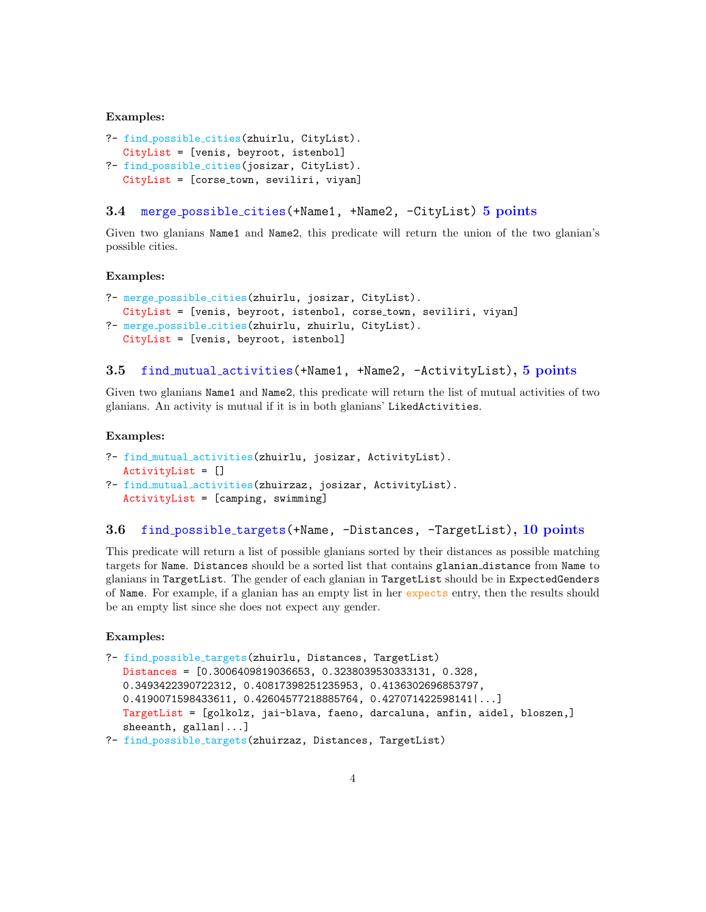**Examples:**

```
?- find_possible_cities(zhuirlu, CityList).
   CityList = [venis, beyroot, istenbol]
?- find_possible_cities(josizar, CityList).
   CityList = [corse_town, seviliri, viyan]
```

### 3.4 merge_possible_cities(+Name1, +Name2, -CityList) 5 points

Given two glanians Name1 and Name2, this predicate will return the union of the two glanian's possible cities.

**Examples:**

```
?- merge_possible_cities(zhuirlu, josizar, CityList).
   CityList = [venis, beyroot, istenbol, corse_town, seviliri, viyan]
?- merge_possible_cities(zhuirlu, zhuirlu, CityList).
   CityList = [venis, beyroot, istenbol]
```

### 3.5 find_mutual_activities(+Name1, +Name2, -ActivityList), 5 points

Given two glanians Name1 and Name2, this predicate will return the list of mutual activities of two glanians. An activity is mutual if it is in both glanians' LikedActivities.

**Examples:**

```
?- find_mutual_activities(zhuirlu, josizar, ActivityList).
   ActivityList = []
?- find_mutual_activities(zhuirzaz, josizar, ActivityList).
   ActivityList = [camping, swimming]
```

### 3.6 find_possible_targets(+Name, -Distances, -TargetList), 10 points

This predicate will return a list of possible glanians sorted by their distances as possible matching targets for Name. Distances should be a sorted list that contains glanian_distance from Name to glanians in TargetList. The gender of each glanian in TargetList should be in ExpectedGenders of Name. For example, if a glanian has an empty list in her expects entry, then the results should be an empty list since she does not expect any gender.

**Examples:**

```
?- find_possible_targets(zhuirlu, Distances, TargetList)
   Distances = [0.3006409819036653, 0.3238039530333131, 0.328,
   0.3493422390722312, 0.40817398251235953, 0.4136302696853797,
   0.4190071598433611, 0.42604577218885764, 0.427071422598141|...]
   TargetList = [golkolz, jai-blava, faeno, darcaluna, anfin, aidel, bloszen,]
   sheeanth, gallan|...]
?- find_possible_targets(zhuirzaz, Distances, TargetList)
```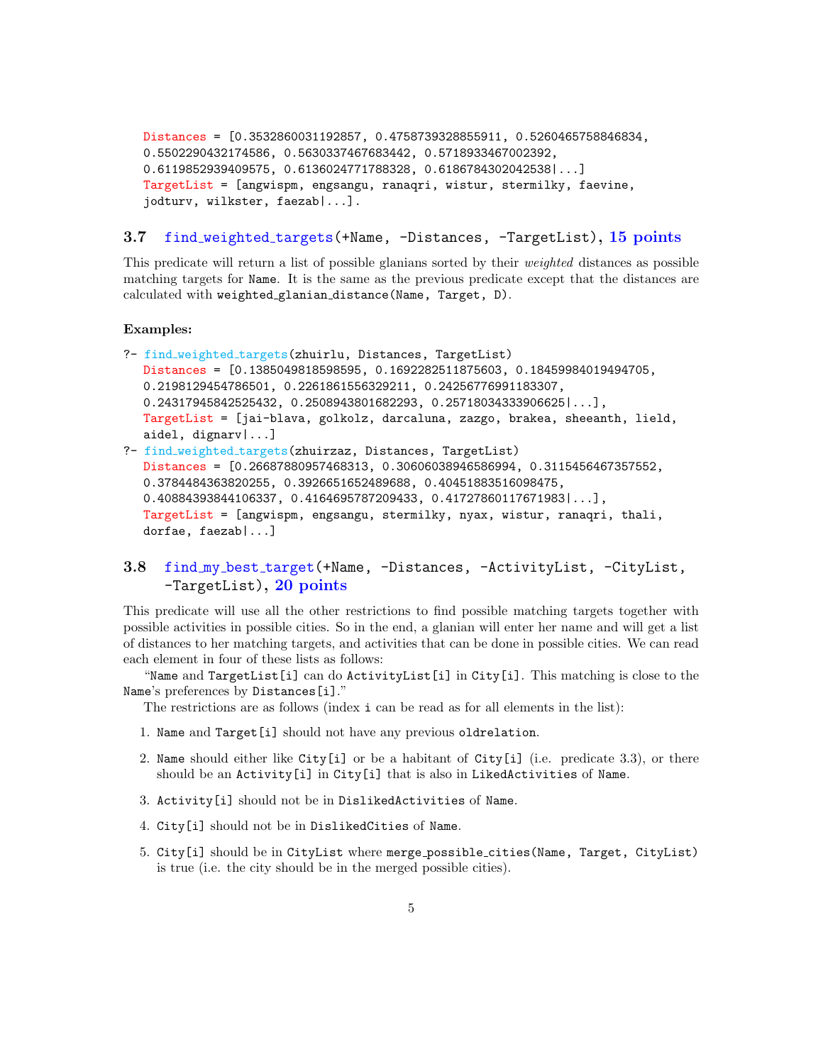```
Distances = [0.3532860031192857, 0.4758739328855911, 0.5260465758846834,
0.5502290432174586, 0.5630337467683442, 0.5718933467002392,
0.6119852939409575, 0.6136024771788328, 0.6186784302042538|...]
TargetList = [angwispm, engsangu, ranaqri, wistur, stermilky, faevine,
jodturv, wilkster, faezab|...].
```

### 3.7 find_weighted_targets(+Name, -Distances, -TargetList), 15 points

This predicate will return a list of possible glanians sorted by their *weighted* distances as possible matching targets for Name. It is the same as the previous predicate except that the distances are calculated with weighted_glanian_distance(Name, Target, D).

**Examples:**

```
?- find_weighted_targets(zhuirlu, Distances, TargetList)
   Distances = [0.1385049818598595, 0.1692282511875603, 0.18459984019494705,
   0.2198129454786501, 0.2261861556329211, 0.24256776991183307,
   0.24317945842525432, 0.2508943801682293, 0.25718034333906625|...],
   TargetList = [jai-blava, golkolz, darcaluna, zazgo, brakea, sheeanth, lield,
   aidel, dignarv|...]
?- find_weighted_targets(zhuirzaz, Distances, TargetList)
   Distances = [0.26687880957468313, 0.30606038946586994, 0.3115456467357552,
   0.3784484363820255, 0.3926651652489688, 0.40451883516098475,
   0.40884393844106337, 0.4164695787209433, 0.41727860117671983|...],
   TargetList = [angwispm, engsangu, stermilky, nyax, wistur, ranaqri, thali,
   dorfae, faezab|...]
```

### 3.8 find_my_best_target(+Name, -Distances, -ActivityList, -CityList, -TargetList), 20 points

This predicate will use all the other restrictions to find possible matching targets together with possible activities in possible cities. So in the end, a glanian will enter her name and will get a list of distances to her matching targets, and activities that can be done in possible cities. We can read each element in four of these lists as follows:

"Name and TargetList[i] can do ActivityList[i] in City[i]. This matching is close to the Name's preferences by Distances[i]."

The restrictions are as follows (index i can be read as for all elements in the list):

1. Name and Target[i] should not have any previous oldrelation.
2. Name should either like City[i] or be a habitant of City[i] (i.e. predicate 3.3), or there should be an Activity[i] in City[i] that is also in LikedActivities of Name.
3. Activity[i] should not be in DislikedActivities of Name.
4. City[i] should not be in DislikedCities of Name.
5. City[i] should be in CityList where merge_possible_cities(Name, Target, CityList) is true (i.e. the city should be in the merged possible cities).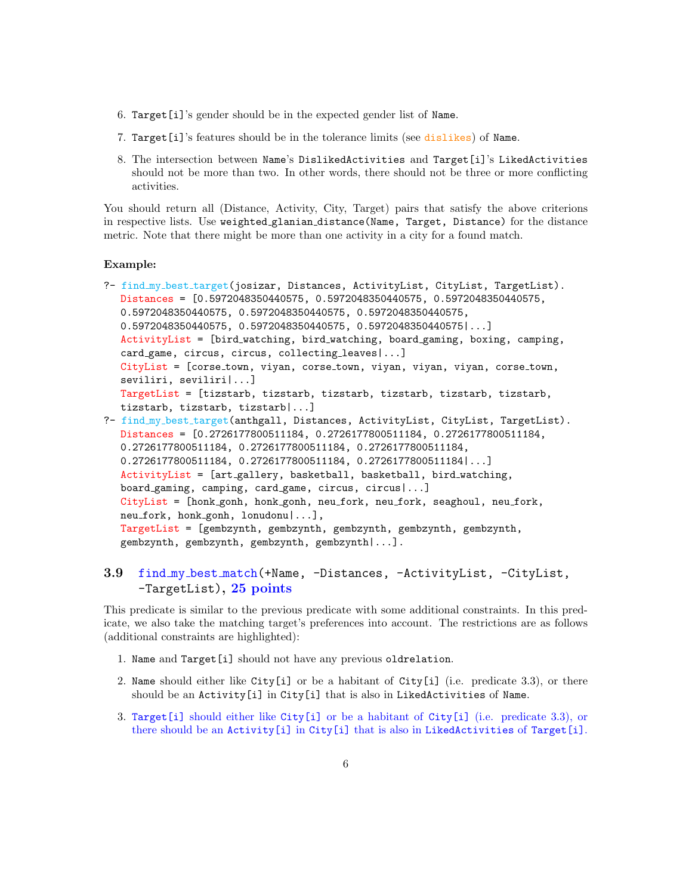6. `Target[i]`'s gender should be in the expected gender list of `Name`.

7. `Target[i]`'s features should be in the tolerance limits (see dislikes) of `Name`.

8. The intersection between `Name`'s `DislikedActivities` and `Target[i]`'s `LikedActivities` should not be more than two. In other words, there should not be three or more conflicting activities.

You should return all (Distance, Activity, City, Target) pairs that satisfy the above criterions in respective lists. Use `weighted_glanian_distance(Name, Target, Distance)` for the distance metric. Note that there might be more than one activity in a city for a found match.

**Example:**

```
?- find_my_best_target(josizar, Distances, ActivityList, CityList, TargetList).
   Distances = [0.5972048350440575, 0.5972048350440575, 0.5972048350440575,
   0.5972048350440575, 0.5972048350440575, 0.5972048350440575,
   0.5972048350440575, 0.5972048350440575, 0.5972048350440575|...]
   ActivityList = [bird_watching, bird_watching, board_gaming, boxing, camping,
   card_game, circus, circus, collecting_leaves|...]
   CityList = [corse_town, viyan, corse_town, viyan, viyan, viyan, corse_town,
   seviliri, seviliri|...]
   TargetList = [tizstarb, tizstarb, tizstarb, tizstarb, tizstarb, tizstarb,
   tizstarb, tizstarb, tizstarb|...]
?- find_my_best_target(anthgall, Distances, ActivityList, CityList, TargetList).
   Distances = [0.2726177800511184, 0.2726177800511184, 0.2726177800511184,
   0.2726177800511184, 0.2726177800511184, 0.2726177800511184,
   0.2726177800511184, 0.2726177800511184, 0.2726177800511184|...]
   ActivityList = [art_gallery, basketball, basketball, bird_watching,
   board_gaming, camping, card_game, circus, circus|...]
   CityList = [honk_gonh, honk_gonh, neu_fork, neu_fork, seaghoul, neu_fork,
   neu_fork, honk_gonh, lonudonu|...],
   TargetList = [gembzynth, gembzynth, gembzynth, gembzynth, gembzynth,
   gembzynth, gembzynth, gembzynth, gembzynth|...].
```

### 3.9 find_my_best_match(+Name, -Distances, -ActivityList, -CityList, -TargetList), 25 points

This predicate is similar to the previous predicate with some additional constraints. In this predicate, we also take the matching target's preferences into account. The restrictions are as follows (additional constraints are highlighted):

1. `Name` and `Target[i]` should not have any previous `oldrelation`.

2. `Name` should either like `City[i]` or be a habitant of `City[i]` (i.e. predicate 3.3), or there should be an `Activity[i]` in `City[i]` that is also in `LikedActivities` of `Name`.

3. `Target[i]` should either like `City[i]` or be a habitant of `City[i]` (i.e. predicate 3.3), or there should be an `Activity[i]` in `City[i]` that is also in `LikedActivities` of `Target[i]`.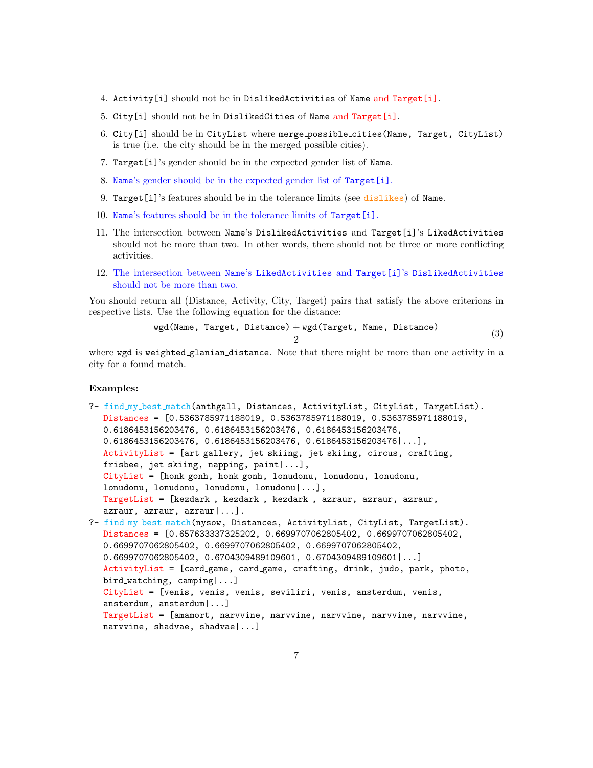4. `Activity[i]` should not be in `DislikedActivities` of `Name` and `Target[i]`.
5. `City[i]` should not be in `DislikedCities` of `Name` and `Target[i]`.
6. `City[i]` should be in `CityList` where `merge_possible_cities(Name, Target, CityList)` is true (i.e. the city should be in the merged possible cities).
7. `Target[i]`'s gender should be in the expected gender list of `Name`.
8. `Name`'s gender should be in the expected gender list of `Target[i]`.
9. `Target[i]`'s features should be in the tolerance limits (see dislikes) of `Name`.
10. `Name`'s features should be in the tolerance limits of `Target[i]`.
11. The intersection between `Name`'s `DislikedActivities` and `Target[i]`'s `LikedActivities` should not be more than two. In other words, there should not be three or more conflicting activities.
12. The intersection between `Name`'s `LikedActivities` and `Target[i]`'s `DislikedActivities` should not be more than two.

You should return all (Distance, Activity, City, Target) pairs that satisfy the above criterions in respective lists. Use the following equation for the distance:

$$\frac{\texttt{wgd(Name, Target, Distance)} + \texttt{wgd(Target, Name, Distance)}}{2} \tag{3}$$

where `wgd` is `weighted_glanian_distance`. Note that there might be more than one activity in a city for a found match.

**Examples:**

```
?- find_my_best_match(anthgall, Distances, ActivityList, CityList, TargetList).
   Distances = [0.5363785971188019, 0.5363785971188019, 0.5363785971188019,
   0.6186453156203476, 0.6186453156203476, 0.6186453156203476,
   0.6186453156203476, 0.6186453156203476, 0.6186453156203476|...],
   ActivityList = [art_gallery, jet_skiing, jet_skiing, circus, crafting,
   frisbee, jet_skiing, napping, paint|...],
   CityList = [honk_gonh, honk_gonh, lonudonu, lonudonu, lonudonu,
   lonudonu, lonudonu, lonudonu, lonudonu|...],
   TargetList = [kezdark_, kezdark_, kezdark_, azraur, azraur, azraur,
   azraur, azraur, azraur|...].
?- find_my_best_match(nysow, Distances, ActivityList, CityList, TargetList).
   Distances = [0.657633337325202, 0.6699707062805402, 0.6699707062805402,
   0.6699707062805402, 0.6699707062805402, 0.6699707062805402,
   0.6699707062805402, 0.6704309489109601, 0.6704309489109601|...]
   ActivityList = [card_game, card_game, crafting, drink, judo, park, photo,
   bird_watching, camping|...]
   CityList = [venis, venis, venis, seviliri, venis, ansterdum, venis,
   ansterdum, ansterdum|...]
   TargetList = [amamort, narvvine, narvvine, narvvine, narvvine, narvvine,
   narvvine, shadvae, shadvae|...]
```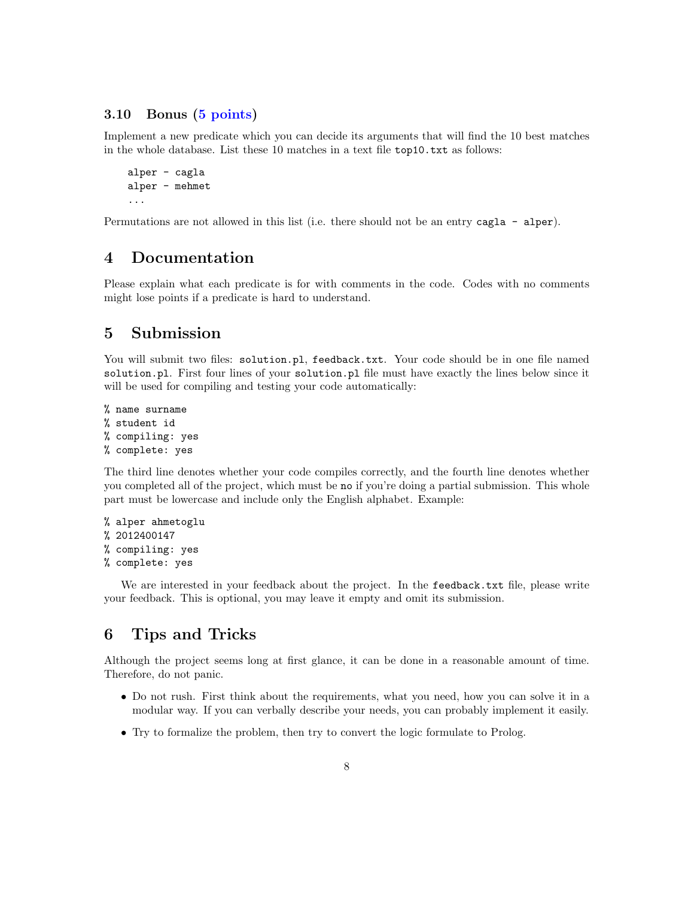### 3.10 Bonus (5 points)

Implement a new predicate which you can decide its arguments that will find the 10 best matches in the whole database. List these 10 matches in a text file `top10.txt` as follows:

```
alper - cagla
alper - mehmet
...
```

Permutations are not allowed in this list (i.e. there should not be an entry `cagla - alper`).

## 4 Documentation

Please explain what each predicate is for with comments in the code. Codes with no comments might lose points if a predicate is hard to understand.

## 5 Submission

You will submit two files: `solution.pl`, `feedback.txt`. Your code should be in one file named `solution.pl`. First four lines of your `solution.pl` file must have exactly the lines below since it will be used for compiling and testing your code automatically:

```
% name surname
% student id
% compiling: yes
% complete: yes
```

The third line denotes whether your code compiles correctly, and the fourth line denotes whether you completed all of the project, which must be `no` if you're doing a partial submission. This whole part must be lowercase and include only the English alphabet. Example:

```
% alper ahmetoglu
% 2012400147
% compiling: yes
% complete: yes
```

We are interested in your feedback about the project. In the `feedback.txt` file, please write your feedback. This is optional, you may leave it empty and omit its submission.

## 6 Tips and Tricks

Although the project seems long at first glance, it can be done in a reasonable amount of time. Therefore, do not panic.

- Do not rush. First think about the requirements, what you need, how you can solve it in a modular way. If you can verbally describe your needs, you can probably implement it easily.
- Try to formalize the problem, then try to convert the logic formulate to Prolog.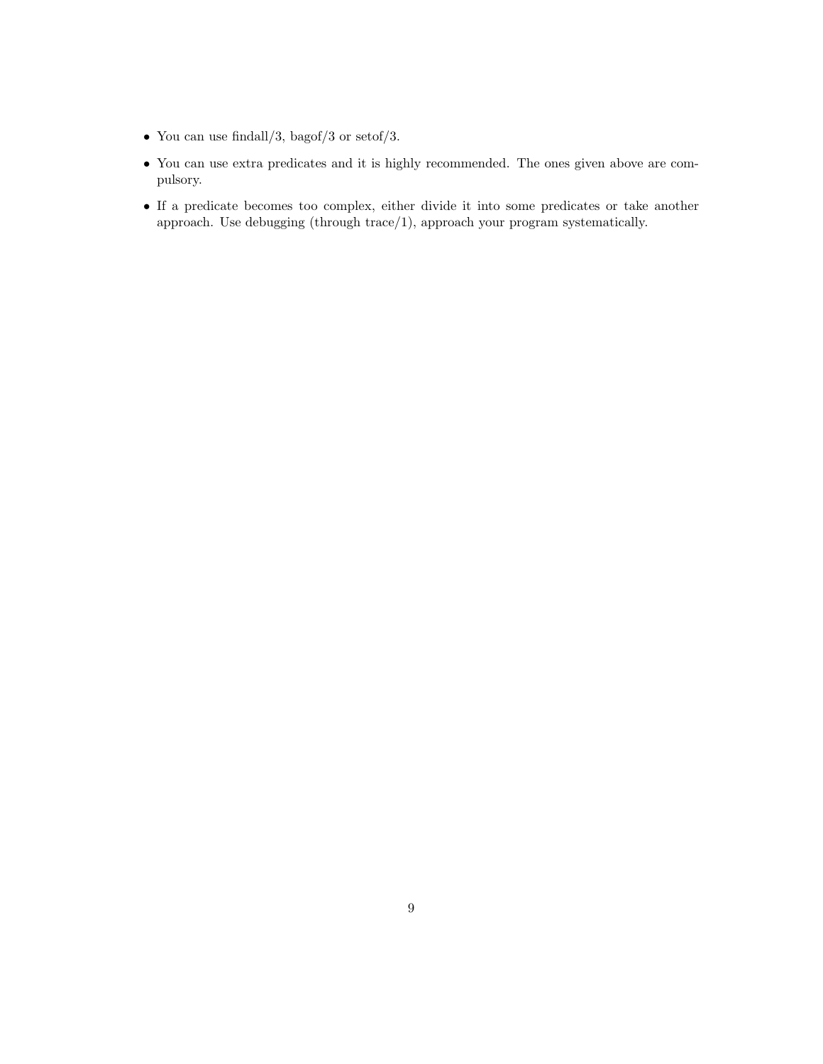- You can use findall/3, bagof/3 or setof/3.
- You can use extra predicates and it is highly recommended. The ones given above are compulsory.
- If a predicate becomes too complex, either divide it into some predicates or take another approach. Use debugging (through trace/1), approach your program systematically.